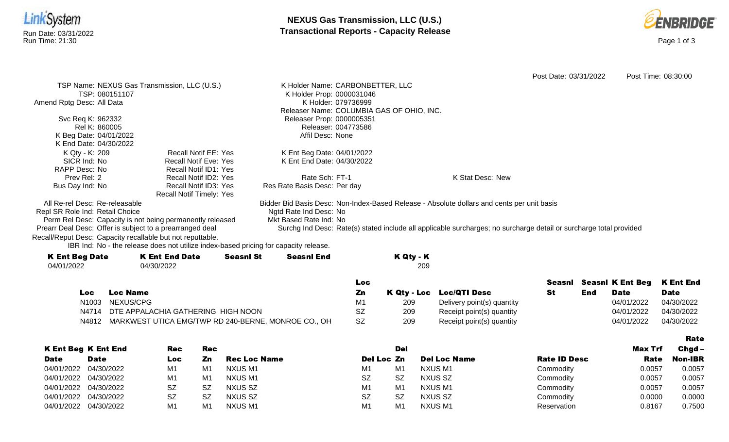# NEXUS Gas Transmission, LLC (U.S.)
## Transactional Reports - Capacity Release

Run Date: 03/31/2022
Run Time: 21:30

Post Date: 03/31/2022 Post Time: 08:30:00

TSP Name: NEXUS Gas Transmission, LLC (U.S.)
TSP: 080151107
Amend Rptg Desc: All Data
Svc Req K: 962332
Rel K: 860005
K Beg Date: 04/01/2022
K End Date: 04/30/2022
K Qty - K: 209
SICR Ind: No
RAPP Desc: No
Prev Rel: 2
Bus Day Ind: No

Recall Notif EE: Yes
Recall Notif Eve: Yes
Recall Notif ID1: Yes
Recall Notif ID2: Yes
Recall Notif ID3: Yes
Recall Notif Timely: Yes

K Holder Name: CARBONBETTER, LLC
K Holder Prop: 0000031046
K Holder: 079736999
Releaser Name: COLUMBIA GAS OF OHIO, INC.
Releaser Prop: 0000005351
Releaser: 004773586
Affil Desc: None
K Ent Beg Date: 04/01/2022
K Ent End Date: 04/30/2022
Rate Sch: FT-1
Res Rate Basis Desc: Per day

K Stat Desc: New

All Re-rel Desc: Re-releasable
Repl SR Role Ind: Retail Choice
Perm Rel Desc: Capacity is not being permanently released
Prearr Deal Desc: Offer is subject to a prearranged deal
Recall/Reput Desc: Capacity recallable but not reputtable.
IBR Ind: No - the release does not utilize index-based pricing for capacity release.

Bidder Bid Basis Desc: Non-Index-Based Release - Absolute dollars and cents per unit basis
Ngtd Rate Ind Desc: No
Mkt Based Rate Ind: No
Surchg Ind Desc: Rate(s) stated include all applicable surcharges; no surcharge detail or surcharge total provided

| K Ent Beg Date | K Ent End Date | Seasnl St | Seasnl End | K Qty - K |
|---|---|---|---|---|
| 04/01/2022 | 04/30/2022 | | | 209 |

| Loc | Loc Name | Loc Zn | K Qty - Loc | Loc/QTI Desc | Seasnl St | Seasnl End | K Ent Beg Date | K Ent End Date |
|---|---|---|---|---|---|---|---|---|
| N1003 | NEXUS/CPG | M1 | 209 | Delivery point(s) quantity | | | 04/01/2022 | 04/30/2022 |
| N4714 | DTE APPALACHIA GATHERING HIGH NOON | SZ | 209 | Receipt point(s) quantity | | | 04/01/2022 | 04/30/2022 |
| N4812 | MARKWEST UTICA EMG/TWP RD 240-BERNE, MONROE CO., OH | SZ | 209 | Receipt point(s) quantity | | | 04/01/2022 | 04/30/2022 |

| K Ent Beg Date | K Ent End Date | Rec Loc | Rec Zn | Rec Loc Name | Del Loc | Del Zn | Del Loc Name | Rate ID Desc | Max Trf Rate | Rate Chgd – Non-IBR |
|---|---|---|---|---|---|---|---|---|---|---|
| 04/01/2022 | 04/30/2022 | M1 | M1 | NXUS M1 | M1 | M1 | NXUS M1 | Commodity | 0.0057 | 0.0057 |
| 04/01/2022 | 04/30/2022 | M1 | M1 | NXUS M1 | SZ | SZ | NXUS SZ | Commodity | 0.0057 | 0.0057 |
| 04/01/2022 | 04/30/2022 | SZ | SZ | NXUS SZ | M1 | M1 | NXUS M1 | Commodity | 0.0057 | 0.0057 |
| 04/01/2022 | 04/30/2022 | SZ | SZ | NXUS SZ | SZ | SZ | NXUS SZ | Commodity | 0.0000 | 0.0000 |
| 04/01/2022 | 04/30/2022 | M1 | M1 | NXUS M1 | M1 | M1 | NXUS M1 | Reservation | 0.8167 | 0.7500 |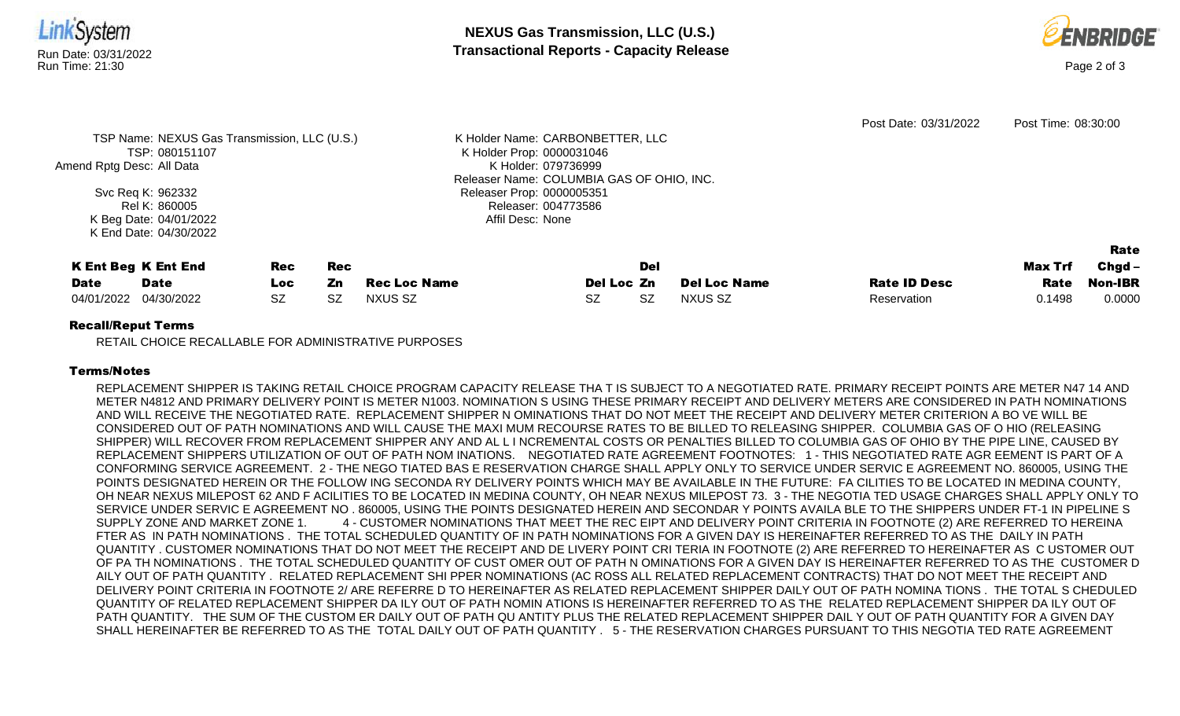Post Date: 03/31/2022 Post Time: 08:30:00

TSP Name: NEXUS Gas Transmission, LLC (U.S.)
TSP: 080151107
Amend Rptg Desc: All Data

Svc Req K: 962332
Rel K: 860005
K Beg Date: 04/01/2022
K End Date: 04/30/2022

K Holder Name: CARBONBETTER, LLC
K Holder Prop: 0000031046
K Holder: 079736999
Releaser Name: COLUMBIA GAS OF OHIO, INC.
Releaser Prop: 0000005351
Releaser: 004773586
Affil Desc: None

| K Ent Beg Date | K Ent End Date | Rec Loc | Rec Zn | Rec Loc Name | Del Loc | Del Zn | Del Loc Name | Rate ID Desc | Max Trf Rate | Rate Chgd – Non-IBR |
|---|---|---|---|---|---|---|---|---|---|---|
| 04/01/2022 | 04/30/2022 | SZ | SZ | NXUS SZ | SZ | SZ | NXUS SZ | Reservation | 0.1498 | 0.0000 |

**Recall/Reput Terms**

RETAIL CHOICE RECALLABLE FOR ADMINISTRATIVE PURPOSES

**Terms/Notes**

REPLACEMENT SHIPPER IS TAKING RETAIL CHOICE PROGRAM CAPACITY RELEASE THA T IS SUBJECT TO A NEGOTIATED RATE. PRIMARY RECEIPT POINTS ARE METER N47 14 AND METER N4812 AND PRIMARY DELIVERY POINT IS METER N1003. NOMINATION S USING THESE PRIMARY RECEIPT AND DELIVERY METERS ARE CONSIDERED IN PATH NOMINATIONS AND WILL RECEIVE THE NEGOTIATED RATE. REPLACEMENT SHIPPER N OMINATIONS THAT DO NOT MEET THE RECEIPT AND DELIVERY METER CRITERION A BO VE WILL BE CONSIDERED OUT OF PATH NOMINATIONS AND WILL CAUSE THE MAXI MUM RECOURSE RATES TO BE BILLED TO RELEASING SHIPPER. COLUMBIA GAS OF O HIO (RELEASING SHIPPER) WILL RECOVER FROM REPLACEMENT SHIPPER ANY AND AL L I NCREMENTAL COSTS OR PENALTIES BILLED TO COLUMBIA GAS OF OHIO BY THE PIPE LINE, CAUSED BY REPLACEMENT SHIPPERS UTILIZATION OF OUT OF PATH NOM INATIONS. NEGOTIATED RATE AGREEMENT FOOTNOTES: 1 - THIS NEGOTIATED RATE AGR EEMENT IS PART OF A CONFORMING SERVICE AGREEMENT. 2 - THE NEGO TIATED BAS E RESERVATION CHARGE SHALL APPLY ONLY TO SERVICE UNDER SERVIC E AGREEMENT NO. 860005, USING THE POINTS DESIGNATED HEREIN OR THE FOLLOW ING SECONDA RY DELIVERY POINTS WHICH MAY BE AVAILABLE IN THE FUTURE: FA CILITIES TO BE LOCATED IN MEDINA COUNTY, OH NEAR NEXUS MILEPOST 62 AND F ACILITIES TO BE LOCATED IN MEDINA COUNTY, OH NEAR NEXUS MILEPOST 73. 3 - THE NEGOTIA TED USAGE CHARGES SHALL APPLY ONLY TO SERVICE UNDER SERVIC E AGREEMENT NO . 860005, USING THE POINTS DESIGNATED HEREIN AND SECONDAR Y POINTS AVAILA BLE TO THE SHIPPERS UNDER FT-1 IN PIPELINE S SUPPLY ZONE AND MARKET ZONE 1. 4 - CUSTOMER NOMINATIONS THAT MEET THE REC EIPT AND DELIVERY POINT CRITERIA IN FOOTNOTE (2) ARE REFERRED TO HEREINA FTER AS IN PATH NOMINATIONS . THE TOTAL SCHEDULED QUANTITY OF IN PATH NOMINATIONS FOR A GIVEN DAY IS HEREINAFTER REFERRED TO AS THE DAILY IN PATH QUANTITY . CUSTOMER NOMINATIONS THAT DO NOT MEET THE RECEIPT AND DE LIVERY POINT CRI TERIA IN FOOTNOTE (2) ARE REFERRED TO HEREINAFTER AS C USTOMER OUT OF PA TH NOMINATIONS . THE TOTAL SCHEDULED QUANTITY OF CUST OMER OUT OF PATH N OMINATIONS FOR A GIVEN DAY IS HEREINAFTER REFERRED TO AS THE CUSTOMER D AILY OUT OF PATH QUANTITY . RELATED REPLACEMENT SHI PPER NOMINATIONS (AC ROSS ALL RELATED REPLACEMENT CONTRACTS) THAT DO NOT MEET THE RECEIPT AND DELIVERY POINT CRITERIA IN FOOTNOTE 2/ ARE REFERRE D TO HEREINAFTER AS RELATED REPLACEMENT SHIPPER DAILY OUT OF PATH NOMINA TIONS . THE TOTAL S CHEDULED QUANTITY OF RELATED REPLACEMENT SHIPPER DA ILY OUT OF PATH NOMIN ATIONS IS HEREINAFTER REFERRED TO AS THE RELATED REPLACEMENT SHIPPER DA ILY OUT OF PATH QUANTITY. THE SUM OF THE CUSTOM ER DAILY OUT OF PATH QU ANTITY PLUS THE RELATED REPLACEMENT SHIPPER DAIL Y OUT OF PATH QUANTITY FOR A GIVEN DAY SHALL HEREINAFTER BE REFERRED TO AS THE TOTAL DAILY OUT OF PATH QUANTITY . 5 - THE RESERVATION CHARGES PURSUANT TO THIS NEGOTIA TED RATE AGREEMENT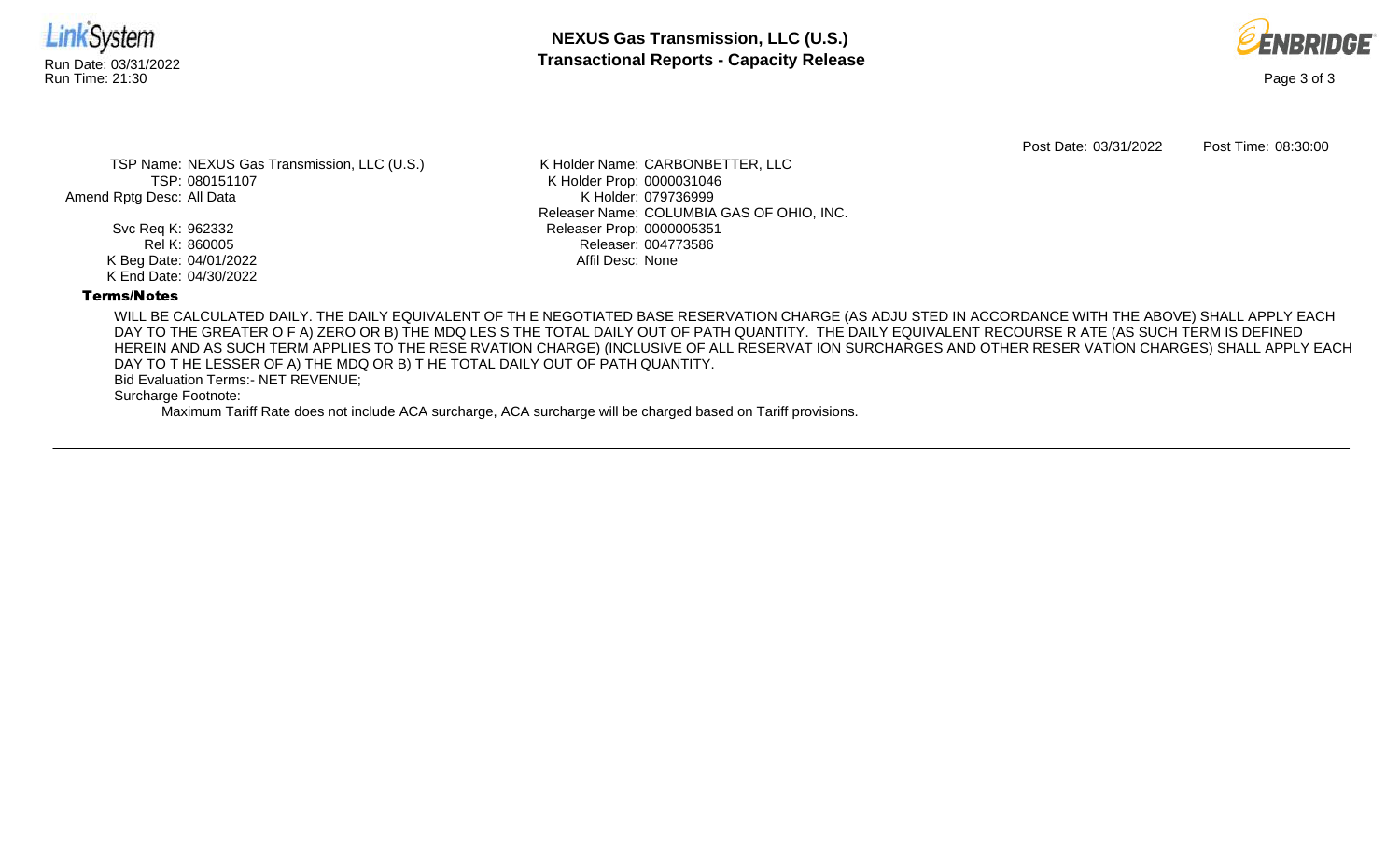Post Date: 03/31/2022 Post Time: 08:30:00

TSP Name: NEXUS Gas Transmission, LLC (U.S.)
TSP: 080151107
Amend Rptg Desc: All Data

Svc Req K: 962332
Rel K: 860005
K Beg Date: 04/01/2022
K End Date: 04/30/2022

K Holder Name: CARBONBETTER, LLC
K Holder Prop: 0000031046
K Holder: 079736999
Releaser Name: COLUMBIA GAS OF OHIO, INC.
Releaser Prop: 0000005351
Releaser: 004773586
Affil Desc: None

**Terms/Notes**

WILL BE CALCULATED DAILY. THE DAILY EQUIVALENT OF TH E NEGOTIATED BASE RESERVATION CHARGE (AS ADJU STED IN ACCORDANCE WITH THE ABOVE) SHALL APPLY EACH DAY TO THE GREATER O F A) ZERO OR B) THE MDQ LES S THE TOTAL DAILY OUT OF PATH QUANTITY. THE DAILY EQUIVALENT RECOURSE R ATE (AS SUCH TERM IS DEFINED HEREIN AND AS SUCH TERM APPLIES TO THE RESE RVATION CHARGE) (INCLUSIVE OF ALL RESERVAT ION SURCHARGES AND OTHER RESER VATION CHARGES) SHALL APPLY EACH DAY TO T HE LESSER OF A) THE MDQ OR B) T HE TOTAL DAILY OUT OF PATH QUANTITY.

Bid Evaluation Terms:- NET REVENUE;

Surcharge Footnote:

Maximum Tariff Rate does not include ACA surcharge, ACA surcharge will be charged based on Tariff provisions.